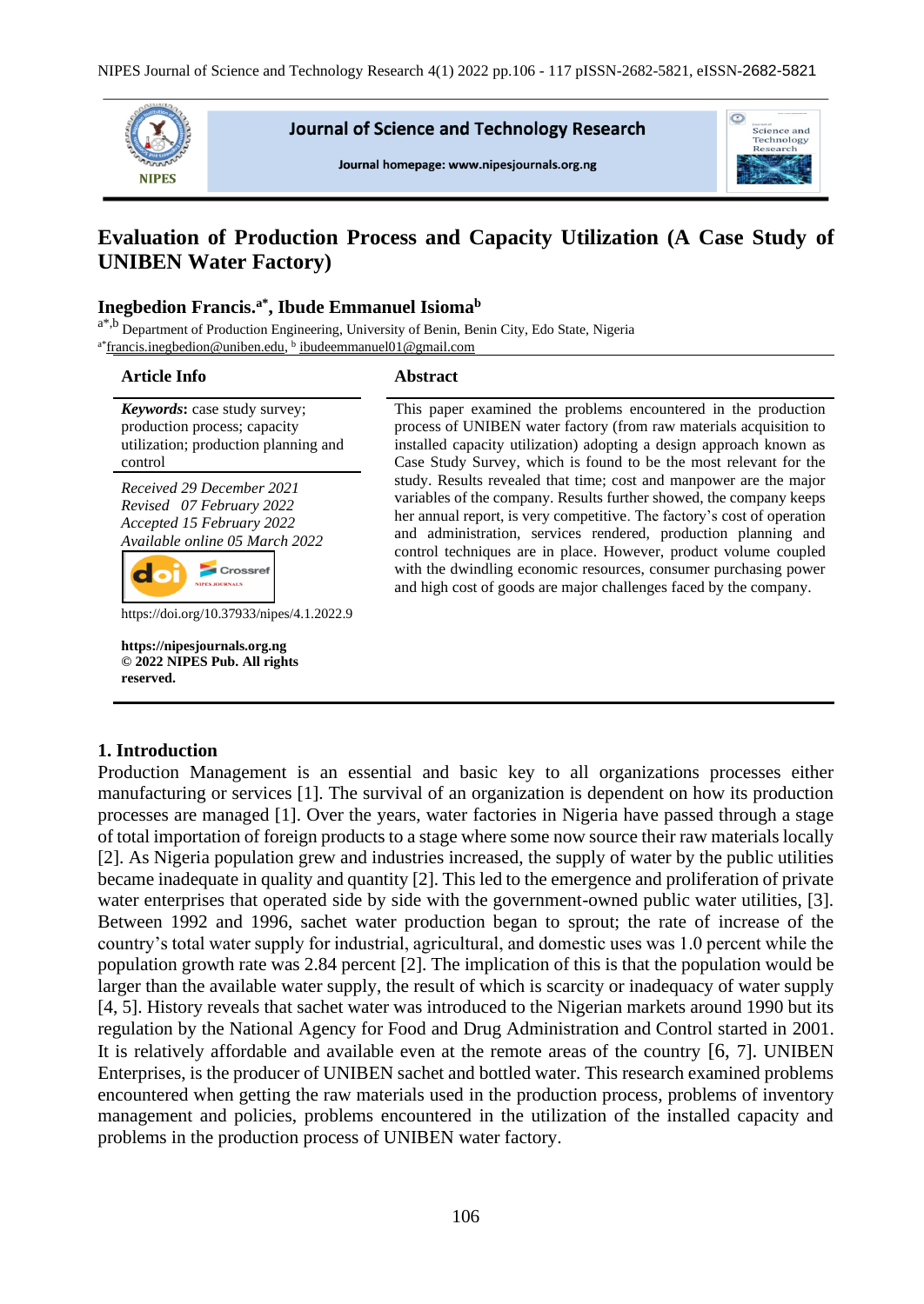# Evaluation of Production Process and Capacity Utilization (A Case Study of UNIBEN Water Factory)

**Inegbedion Francis.[a*], Ibude Emmanuel Isioma[b]**

[a*,b] Department of Production Engineering, University of Benin, Benin City, Edo State, Nigeria
[a*]francis.inegbedion@uniben.edu, [b] ibudeemmanuel01@gmail.com

**Article Info**

***Keywords***: case study survey; production process; capacity utilization; production planning and control

*Received 29 December 2021*
*Revised 07 February 2022*
*Accepted 15 February 2022*
*Available online 05 March 2022*

https://doi.org/10.37933/nipes/4.1.2022.9

**https://nipesjournals.org.ng**
**© 2022 NIPES Pub. All rights reserved.**

**Abstract**

This paper examined the problems encountered in the production process of UNIBEN water factory (from raw materials acquisition to installed capacity utilization) adopting a design approach known as Case Study Survey, which is found to be the most relevant for the study. Results revealed that time; cost and manpower are the major variables of the company. Results further showed, the company keeps her annual report, is very competitive. The factory's cost of operation and administration, services rendered, production planning and control techniques are in place. However, product volume coupled with the dwindling economic resources, consumer purchasing power and high cost of goods are major challenges faced by the company.

## 1. Introduction

Production Management is an essential and basic key to all organizations processes either manufacturing or services [1]. The survival of an organization is dependent on how its production processes are managed [1]. Over the years, water factories in Nigeria have passed through a stage of total importation of foreign products to a stage where some now source their raw materials locally [2]. As Nigeria population grew and industries increased, the supply of water by the public utilities became inadequate in quality and quantity [2]. This led to the emergence and proliferation of private water enterprises that operated side by side with the government-owned public water utilities, [3]. Between 1992 and 1996, sachet water production began to sprout; the rate of increase of the country's total water supply for industrial, agricultural, and domestic uses was 1.0 percent while the population growth rate was 2.84 percent [2]. The implication of this is that the population would be larger than the available water supply, the result of which is scarcity or inadequacy of water supply [4, 5]. History reveals that sachet water was introduced to the Nigerian markets around 1990 but its regulation by the National Agency for Food and Drug Administration and Control started in 2001. It is relatively affordable and available even at the remote areas of the country [6, 7]. UNIBEN Enterprises, is the producer of UNIBEN sachet and bottled water. This research examined problems encountered when getting the raw materials used in the production process, problems of inventory management and policies, problems encountered in the utilization of the installed capacity and problems in the production process of UNIBEN water factory.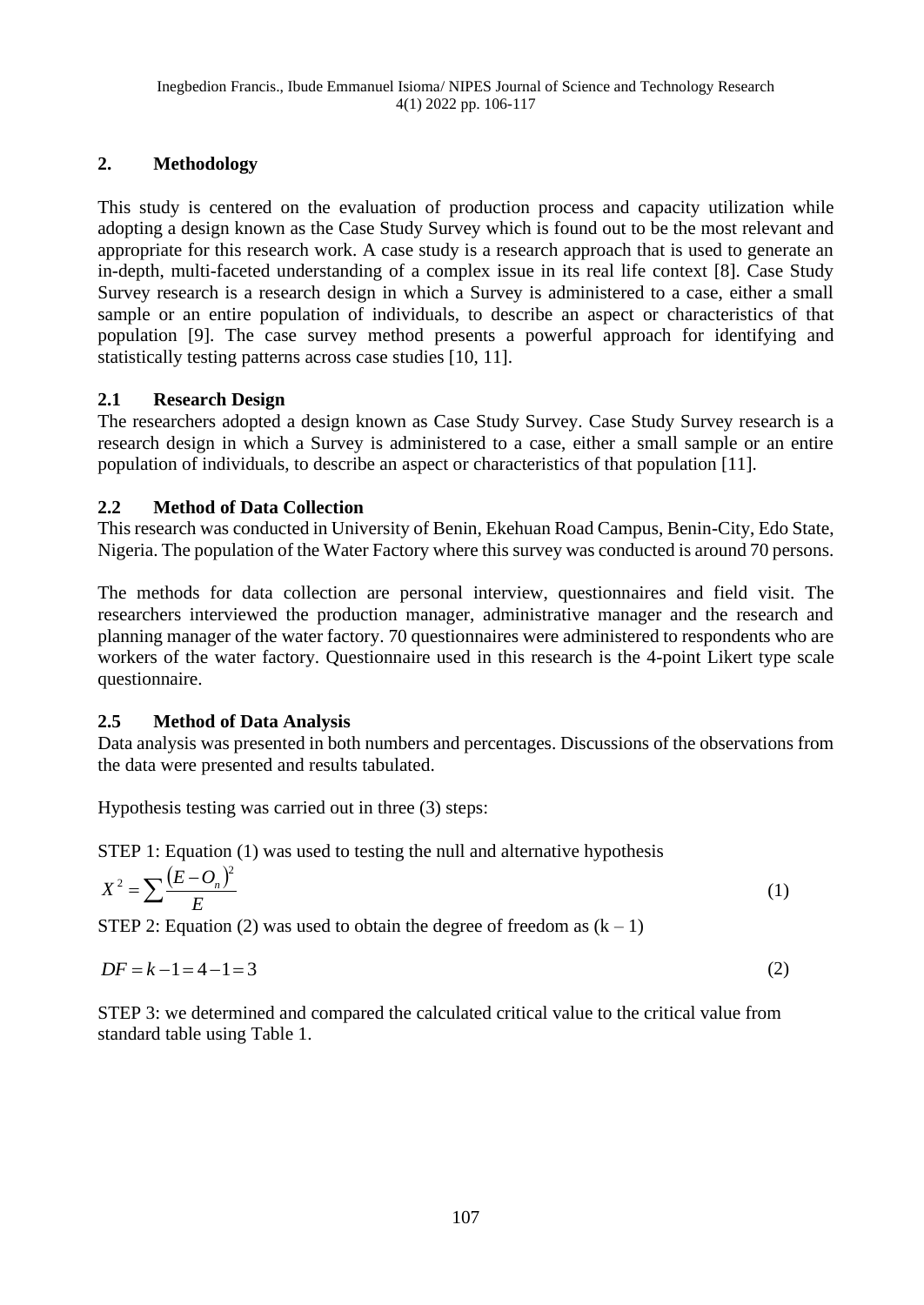## 2. Methodology

This study is centered on the evaluation of production process and capacity utilization while adopting a design known as the Case Study Survey which is found out to be the most relevant and appropriate for this research work. A case study is a research approach that is used to generate an in-depth, multi-faceted understanding of a complex issue in its real life context [8]. Case Study Survey research is a research design in which a Survey is administered to a case, either a small sample or an entire population of individuals, to describe an aspect or characteristics of that population [9]. The case survey method presents a powerful approach for identifying and statistically testing patterns across case studies [10, 11].

### 2.1 Research Design

The researchers adopted a design known as Case Study Survey. Case Study Survey research is a research design in which a Survey is administered to a case, either a small sample or an entire population of individuals, to describe an aspect or characteristics of that population [11].

### 2.2 Method of Data Collection

This research was conducted in University of Benin, Ekehuan Road Campus, Benin-City, Edo State, Nigeria. The population of the Water Factory where this survey was conducted is around 70 persons.

The methods for data collection are personal interview, questionnaires and field visit. The researchers interviewed the production manager, administrative manager and the research and planning manager of the water factory. 70 questionnaires were administered to respondents who are workers of the water factory. Questionnaire used in this research is the 4-point Likert type scale questionnaire.

### 2.5 Method of Data Analysis

Data analysis was presented in both numbers and percentages. Discussions of the observations from the data were presented and results tabulated.

Hypothesis testing was carried out in three (3) steps:

STEP 1: Equation (1) was used to testing the null and alternative hypothesis

$$X^2 = \sum \frac{(E - O_n)^2}{E} \tag{1}$$

STEP 2: Equation (2) was used to obtain the degree of freedom as $(k - 1)$

$$DF = k - 1 = 4 - 1 = 3 \tag{2}$$

STEP 3: we determined and compared the calculated critical value to the critical value from standard table using Table 1.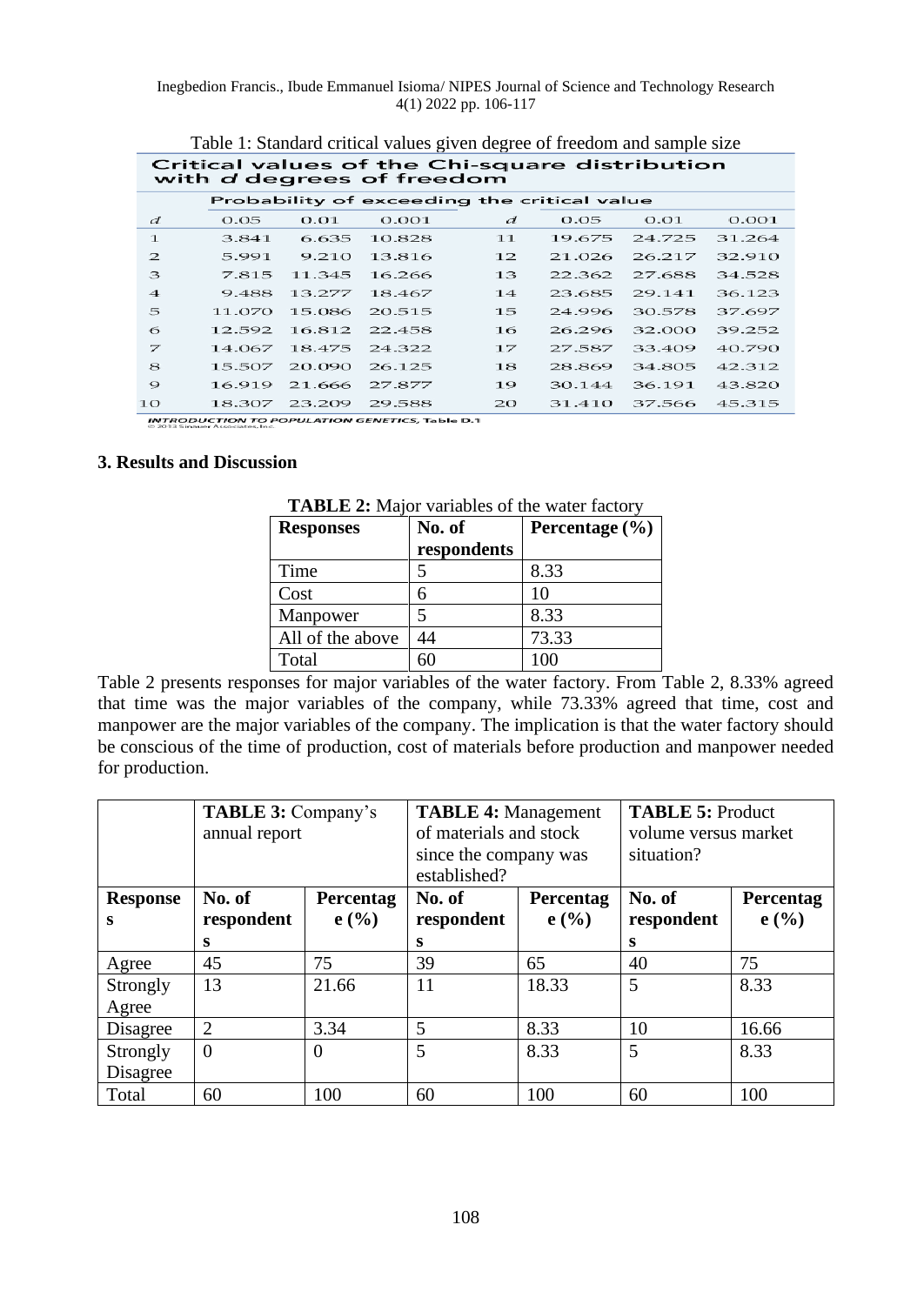Table 1: Standard critical values given degree of freedom and sample size

Critical values of the Chi-square distribution with *d* degrees of freedom

| | Probability of exceeding the critical value | | | | | | |
|---|---|---|---|---|---|---|---|
| *d* | 0.05 | 0.01 | 0.001 | *d* | 0.05 | 0.01 | 0.001 |
| 1 | 3.841 | 6.635 | 10.828 | 11 | 19.675 | 24.725 | 31.264 |
| 2 | 5.991 | 9.210 | 13.816 | 12 | 21.026 | 26.217 | 32.910 |
| 3 | 7.815 | 11.345 | 16.266 | 13 | 22.362 | 27.688 | 34.528 |
| 4 | 9.488 | 13.277 | 18.467 | 14 | 23.685 | 29.141 | 36.123 |
| 5 | 11.070 | 15.086 | 20.515 | 15 | 24.996 | 30.578 | 37.697 |
| 6 | 12.592 | 16.812 | 22.458 | 16 | 26.296 | 32.000 | 39.252 |
| 7 | 14.067 | 18.475 | 24.322 | 17 | 27.587 | 33.409 | 40.790 |
| 8 | 15.507 | 20.090 | 26.125 | 18 | 28.869 | 34.805 | 42.312 |
| 9 | 16.919 | 21.666 | 27.877 | 19 | 30.144 | 36.191 | 43.820 |
| 10 | 18.307 | 23.209 | 29.588 | 20 | 31.410 | 37.566 | 45.315 |

*INTRODUCTION TO POPULATION GENETICS*, Table D.1
© 2013 Sinauer Associates, Inc.

## 3. Results and Discussion

**TABLE 2:** Major variables of the water factory

| Responses | No. of respondents | Percentage (%) |
|---|---|---|
| Time | 5 | 8.33 |
| Cost | 6 | 10 |
| Manpower | 5 | 8.33 |
| All of the above | 44 | 73.33 |
| Total | 60 | 100 |

Table 2 presents responses for major variables of the water factory. From Table 2, 8.33% agreed that time was the major variables of the company, while 73.33% agreed that time, cost and manpower are the major variables of the company. The implication is that the water factory should be conscious of the time of production, cost of materials before production and manpower needed for production.

| | **TABLE 3:** Company's annual report | | **TABLE 4:** Management of materials and stock since the company was established? | | **TABLE 5:** Product volume versus market situation? | |
|---|---|---|---|---|---|---|
| **Responses** | **No. of respondents** | **Percentage (%)** | **No. of respondents** | **Percentage (%)** | **No. of respondents** | **Percentage (%)** |
| Agree | 45 | 75 | 39 | 65 | 40 | 75 |
| Strongly Agree | 13 | 21.66 | 11 | 18.33 | 5 | 8.33 |
| Disagree | 2 | 3.34 | 5 | 8.33 | 10 | 16.66 |
| Strongly Disagree | 0 | 0 | 5 | 8.33 | 5 | 8.33 |
| Total | 60 | 100 | 60 | 100 | 60 | 100 |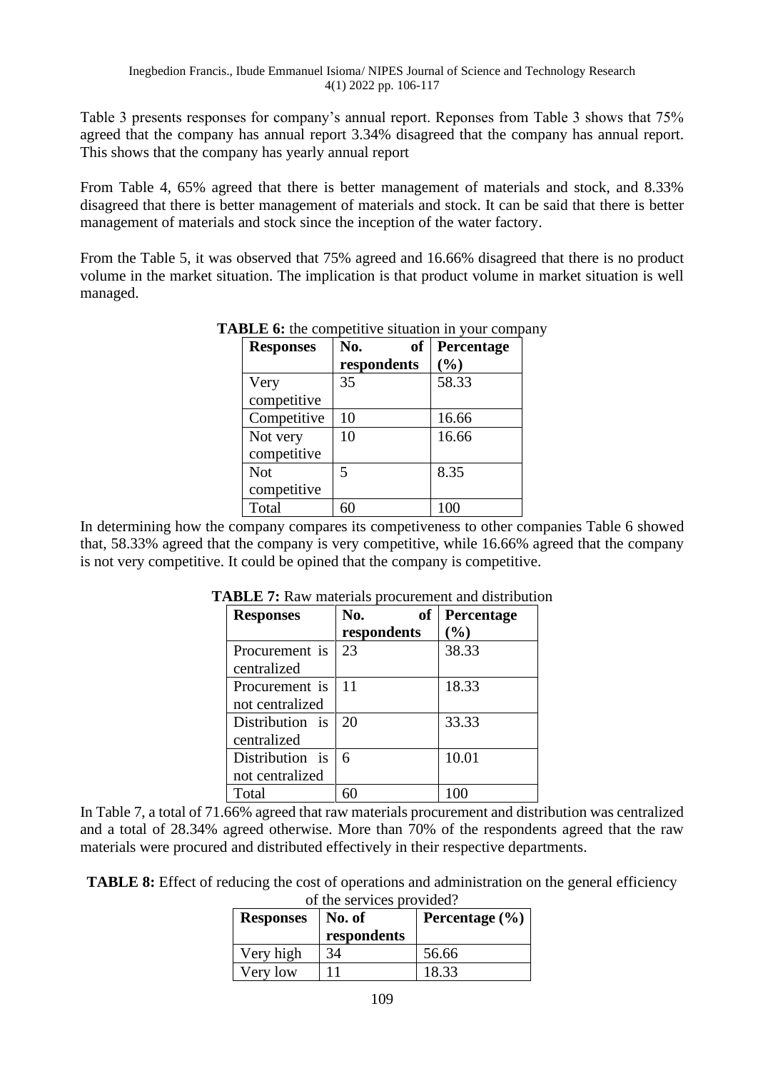Table 3 presents responses for company's annual report. Reponses from Table 3 shows that 75% agreed that the company has annual report 3.34% disagreed that the company has annual report. This shows that the company has yearly annual report

From Table 4, 65% agreed that there is better management of materials and stock, and 8.33% disagreed that there is better management of materials and stock. It can be said that there is better management of materials and stock since the inception of the water factory.

From the Table 5, it was observed that 75% agreed and 16.66% disagreed that there is no product volume in the market situation. The implication is that product volume in market situation is well managed.

**TABLE 6:** the competitive situation in your company

| Responses | No. of respondents | Percentage (%) |
|---|---|---|
| Very competitive | 35 | 58.33 |
| Competitive | 10 | 16.66 |
| Not very competitive | 10 | 16.66 |
| Not competitive | 5 | 8.35 |
| Total | 60 | 100 |

In determining how the company compares its competiveness to other companies Table 6 showed that, 58.33% agreed that the company is very competitive, while 16.66% agreed that the company is not very competitive. It could be opined that the company is competitive.

**TABLE 7:** Raw materials procurement and distribution

| Responses | No. of respondents | Percentage (%) |
|---|---|---|
| Procurement is centralized | 23 | 38.33 |
| Procurement is not centralized | 11 | 18.33 |
| Distribution is centralized | 20 | 33.33 |
| Distribution is not centralized | 6 | 10.01 |
| Total | 60 | 100 |

In Table 7, a total of 71.66% agreed that raw materials procurement and distribution was centralized and a total of 28.34% agreed otherwise. More than 70% of the respondents agreed that the raw materials were procured and distributed effectively in their respective departments.

**TABLE 8:** Effect of reducing the cost of operations and administration on the general efficiency of the services provided?

| Responses | No. of respondents | Percentage (%) |
|---|---|---|
| Very high | 34 | 56.66 |
| Very low | 11 | 18.33 |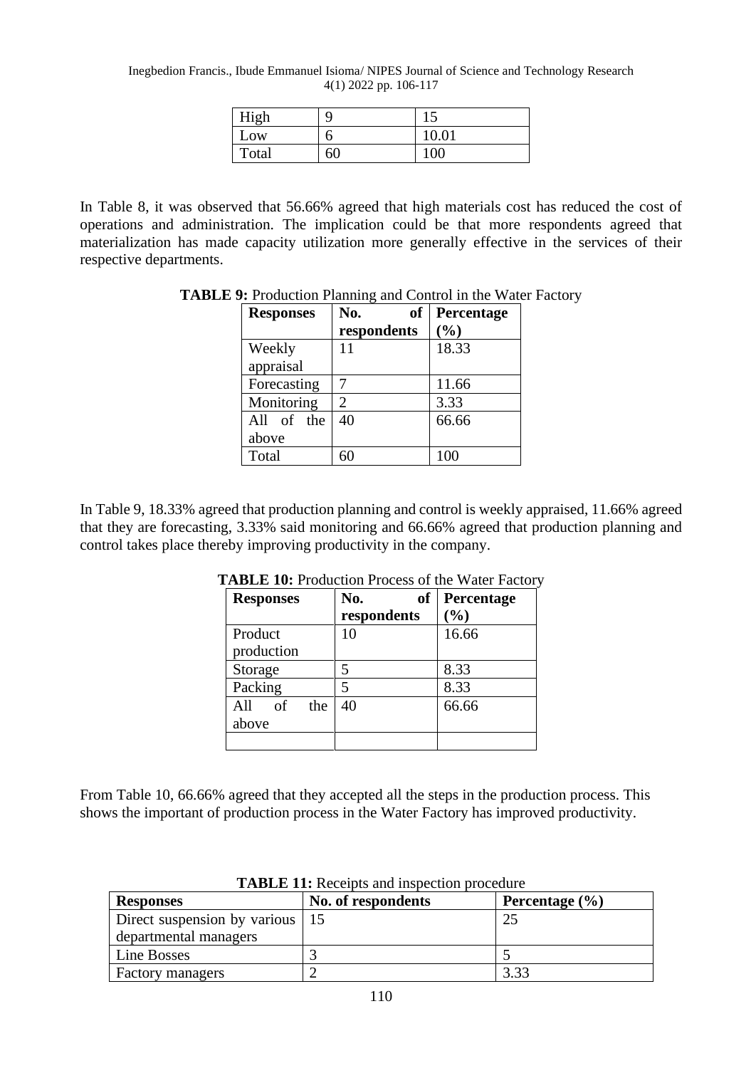| High | 9 | 15 |
|---|---|---|
| Low | 6 | 10.01 |
| Total | 60 | 100 |

In Table 8, it was observed that 56.66% agreed that high materials cost has reduced the cost of operations and administration. The implication could be that more respondents agreed that materialization has made capacity utilization more generally effective in the services of their respective departments.

**TABLE 9:** Production Planning and Control in the Water Factory

| Responses | No. of respondents | Percentage (%) |
|---|---|---|
| Weekly appraisal | 11 | 18.33 |
| Forecasting | 7 | 11.66 |
| Monitoring | 2 | 3.33 |
| All of the above | 40 | 66.66 |
| Total | 60 | 100 |

In Table 9, 18.33% agreed that production planning and control is weekly appraised, 11.66% agreed that they are forecasting, 3.33% said monitoring and 66.66% agreed that production planning and control takes place thereby improving productivity in the company.

**TABLE 10:** Production Process of the Water Factory

| Responses | No. of respondents | Percentage (%) |
|---|---|---|
| Product production | 10 | 16.66 |
| Storage | 5 | 8.33 |
| Packing | 5 | 8.33 |
| All of the above | 40 | 66.66 |
| | | |

From Table 10, 66.66% agreed that they accepted all the steps in the production process. This shows the important of production process in the Water Factory has improved productivity.

**TABLE 11:** Receipts and inspection procedure

| Responses | No. of respondents | Percentage (%) |
|---|---|---|
| Direct suspension by various departmental managers | 15 | 25 |
| Line Bosses | 3 | 5 |
| Factory managers | 2 | 3.33 |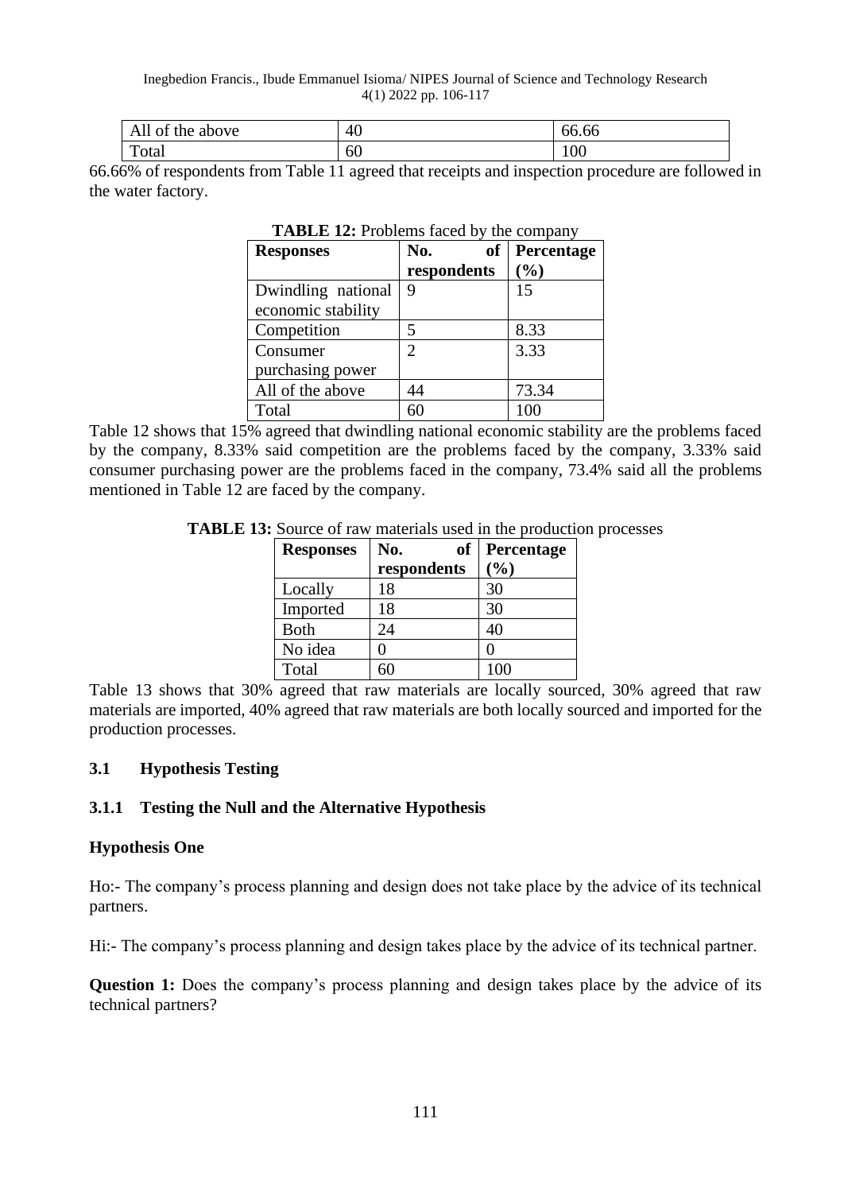| All of the above | 40 | 66.66 |
|---|---|---|
| Total | 60 | 100 |

66.66% of respondents from Table 11 agreed that receipts and inspection procedure are followed in the water factory.

**TABLE 12:** Problems faced by the company

| Responses | No. of respondents | Percentage (%) |
|---|---|---|
| Dwindling national economic stability | 9 | 15 |
| Competition | 5 | 8.33 |
| Consumer purchasing power | 2 | 3.33 |
| All of the above | 44 | 73.34 |
| Total | 60 | 100 |

Table 12 shows that 15% agreed that dwindling national economic stability are the problems faced by the company, 8.33% said competition are the problems faced by the company, 3.33% said consumer purchasing power are the problems faced in the company, 73.4% said all the problems mentioned in Table 12 are faced by the company.

**TABLE 13:** Source of raw materials used in the production processes

| Responses | No. of respondents | Percentage (%) |
|---|---|---|
| Locally | 18 | 30 |
| Imported | 18 | 30 |
| Both | 24 | 40 |
| No idea | 0 | 0 |
| Total | 60 | 100 |

Table 13 shows that 30% agreed that raw materials are locally sourced, 30% agreed that raw materials are imported, 40% agreed that raw materials are both locally sourced and imported for the production processes.

## 3.1 Hypothesis Testing

### 3.1.1 Testing the Null and the Alternative Hypothesis

**Hypothesis One**

Ho:- The company's process planning and design does not take place by the advice of its technical partners.

Hi:- The company's process planning and design takes place by the advice of its technical partner.

**Question 1:** Does the company's process planning and design takes place by the advice of its technical partners?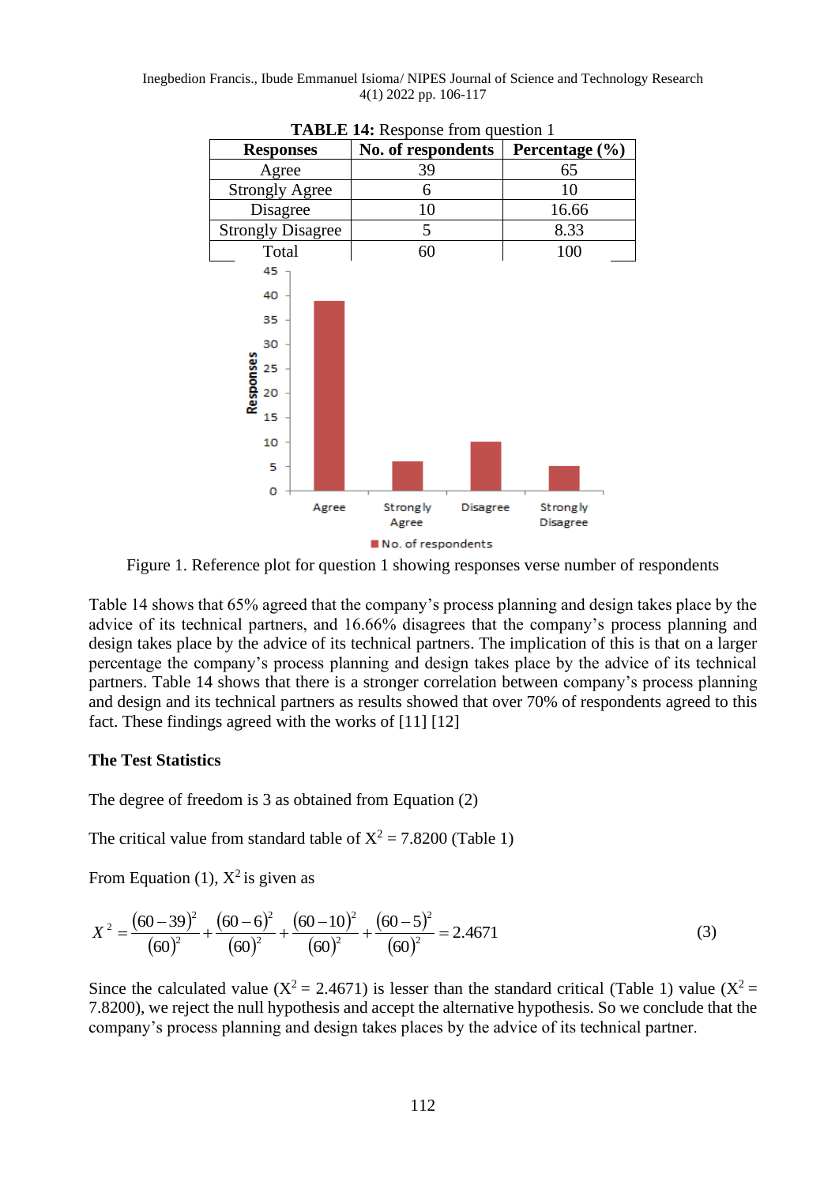**TABLE 14:** Response from question 1

| Responses | No. of respondents | Percentage (%) |
|---|---|---|
| Agree | 39 | 65 |
| Strongly Agree | 6 | 10 |
| Disagree | 10 | 16.66 |
| Strongly Disagree | 5 | 8.33 |
| Total | 60 | 100 |

Figure 1. Reference plot for question 1 showing responses verse number of respondents

Table 14 shows that 65% agreed that the company's process planning and design takes place by the advice of its technical partners, and 16.66% disagrees that the company's process planning and design takes place by the advice of its technical partners. The implication of this is that on a larger percentage the company's process planning and design takes place by the advice of its technical partners. Table 14 shows that there is a stronger correlation between company's process planning and design and its technical partners as results showed that over 70% of respondents agreed to this fact. These findings agreed with the works of [11] [12]

**The Test Statistics**

The degree of freedom is 3 as obtained from Equation (2)

The critical value from standard table of $X^2 = 7.8200$ (Table 1)

From Equation (1), $X^2$ is given as

$$X^2 = \frac{(60-39)^2}{(60)^2} + \frac{(60-6)^2}{(60)^2} + \frac{(60-10)^2}{(60)^2} + \frac{(60-5)^2}{(60)^2} = 2.4671 \tag{3}$$

Since the calculated value ($X^2 = 2.4671$) is lesser than the standard critical (Table 1) value ($X^2 = 7.8200$), we reject the null hypothesis and accept the alternative hypothesis. So we conclude that the company's process planning and design takes places by the advice of its technical partner.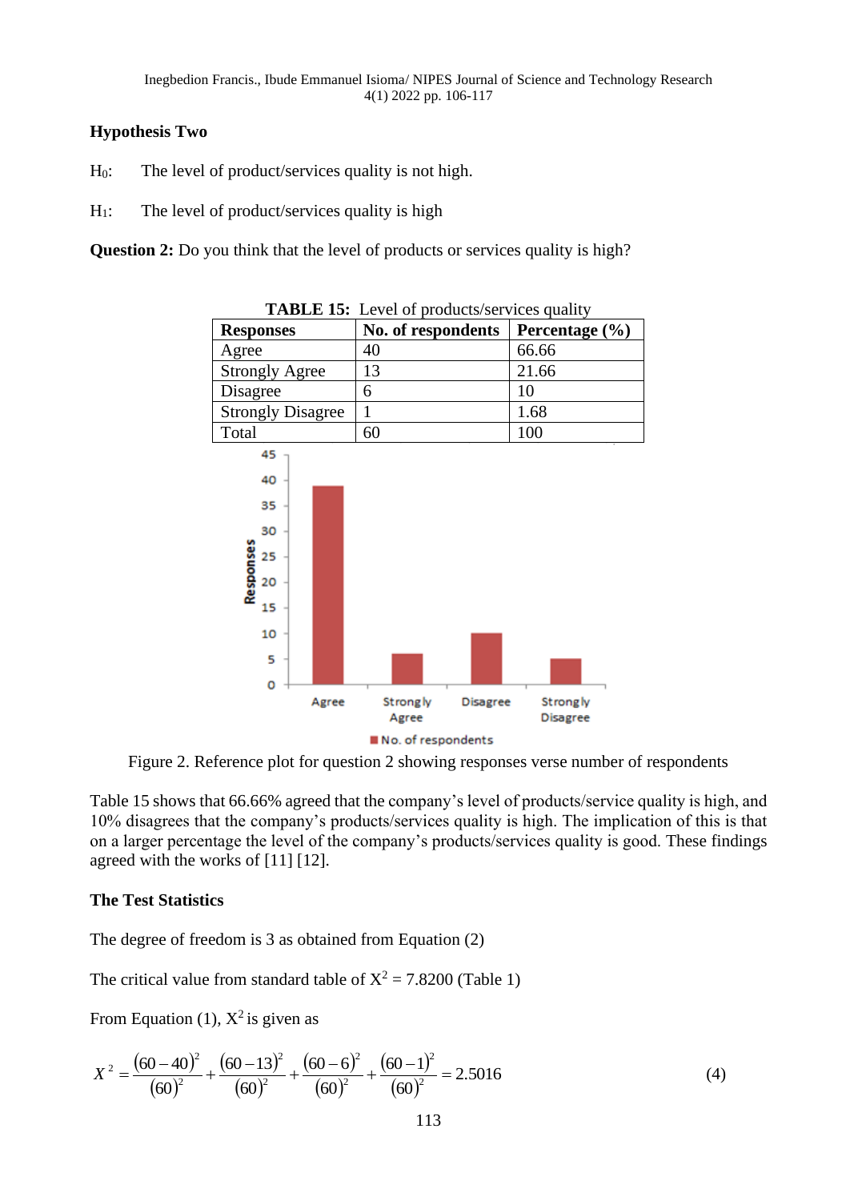### Hypothesis Two

$H_0$: The level of product/services quality is not high.

$H_1$: The level of product/services quality is high

**Question 2:** Do you think that the level of products or services quality is high?

**TABLE 15:** Level of products/services quality

| Responses | No. of respondents | Percentage (%) |
|---|---|---|
| Agree | 40 | 66.66 |
| Strongly Agree | 13 | 21.66 |
| Disagree | 6 | 10 |
| Strongly Disagree | 1 | 1.68 |
| Total | 60 | 100 |

Figure 2. Reference plot for question 2 showing responses verse number of respondents

Table 15 shows that 66.66% agreed that the company's level of products/service quality is high, and 10% disagrees that the company's products/services quality is high. The implication of this is that on a larger percentage the level of the company's products/services quality is good. These findings agreed with the works of [11] [12].

### The Test Statistics

The degree of freedom is 3 as obtained from Equation (2)

The critical value from standard table of $X^2$ = 7.8200 (Table 1)

From Equation (1), $X^2$ is given as

$$X^2 = \frac{(60-40)^2}{(60)^2} + \frac{(60-13)^2}{(60)^2} + \frac{(60-6)^2}{(60)^2} + \frac{(60-1)^2}{(60)^2} = 2.5016 \quad (4)$$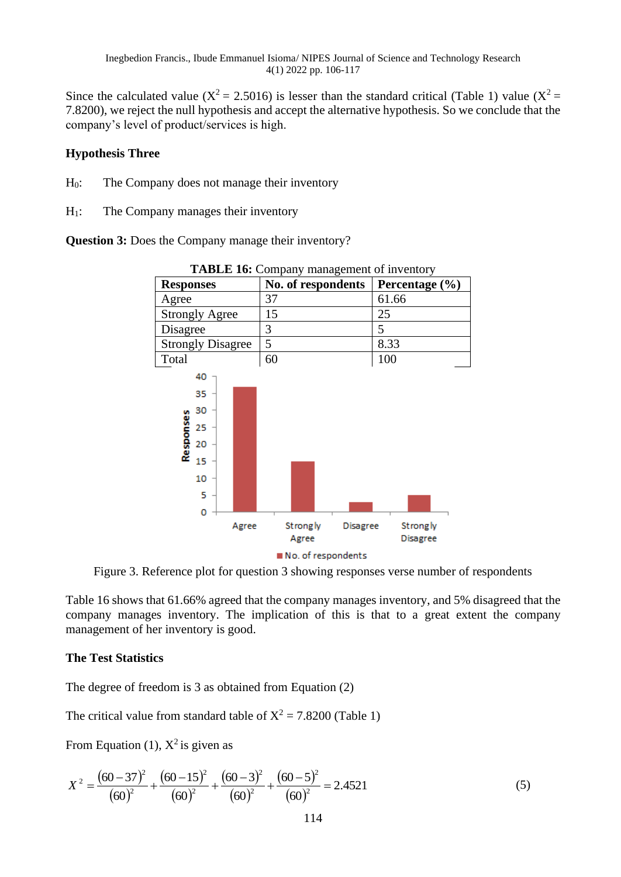Since the calculated value ($X^2$ = 2.5016) is lesser than the standard critical (Table 1) value ($X^2$ = 7.8200), we reject the null hypothesis and accept the alternative hypothesis. So we conclude that the company's level of product/services is high.

**Hypothesis Three**

$H_0$: The Company does not manage their inventory

$H_1$: The Company manages their inventory

**Question 3:** Does the Company manage their inventory?

**TABLE 16:** Company management of inventory

| Responses | No. of respondents | Percentage (%) |
|---|---|---|
| Agree | 37 | 61.66 |
| Strongly Agree | 15 | 25 |
| Disagree | 3 | 5 |
| Strongly Disagree | 5 | 8.33 |
| Total | 60 | 100 |

Figure 3. Reference plot for question 3 showing responses verse number of respondents

Table 16 shows that 61.66% agreed that the company manages inventory, and 5% disagreed that the company manages inventory. The implication of this is that to a great extent the company management of her inventory is good.

**The Test Statistics**

The degree of freedom is 3 as obtained from Equation (2)

The critical value from standard table of $X^2$ = 7.8200 (Table 1)

From Equation (1), $X^2$ is given as

$$X^2 = \frac{(60-37)^2}{(60)^2} + \frac{(60-15)^2}{(60)^2} + \frac{(60-3)^2}{(60)^2} + \frac{(60-5)^2}{(60)^2} = 2.4521 \quad (5)$$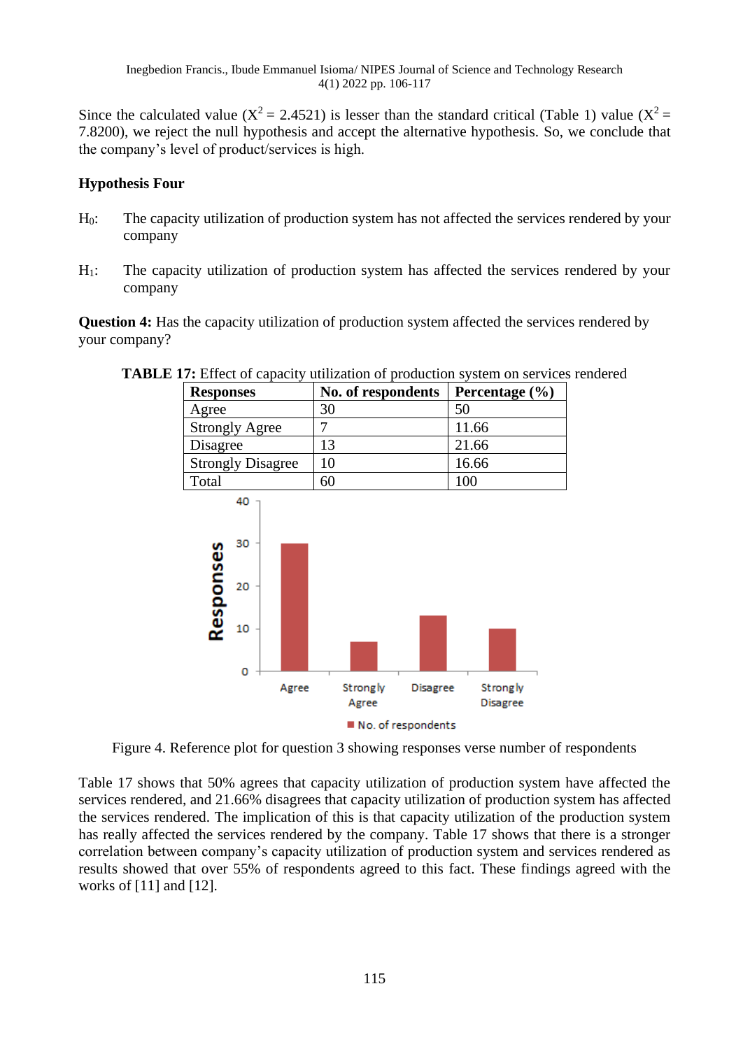Since the calculated value ($X^2 = 2.4521$) is lesser than the standard critical (Table 1) value ($X^2 = 7.8200$), we reject the null hypothesis and accept the alternative hypothesis. So, we conclude that the company's level of product/services is high.

**Hypothesis Four**

$H_0$: The capacity utilization of production system has not affected the services rendered by your company

$H_1$: The capacity utilization of production system has affected the services rendered by your company

**Question 4:** Has the capacity utilization of production system affected the services rendered by your company?

**TABLE 17:** Effect of capacity utilization of production system on services rendered

| Responses | No. of respondents | Percentage (%) |
|---|---|---|
| Agree | 30 | 50 |
| Strongly Agree | 7 | 11.66 |
| Disagree | 13 | 21.66 |
| Strongly Disagree | 10 | 16.66 |
| Total | 60 | 100 |

Figure 4. Reference plot for question 3 showing responses verse number of respondents

Table 17 shows that 50% agrees that capacity utilization of production system have affected the services rendered, and 21.66% disagrees that capacity utilization of production system has affected the services rendered. The implication of this is that capacity utilization of the production system has really affected the services rendered by the company. Table 17 shows that there is a stronger correlation between company's capacity utilization of production system and services rendered as results showed that over 55% of respondents agreed to this fact. These findings agreed with the works of [11] and [12].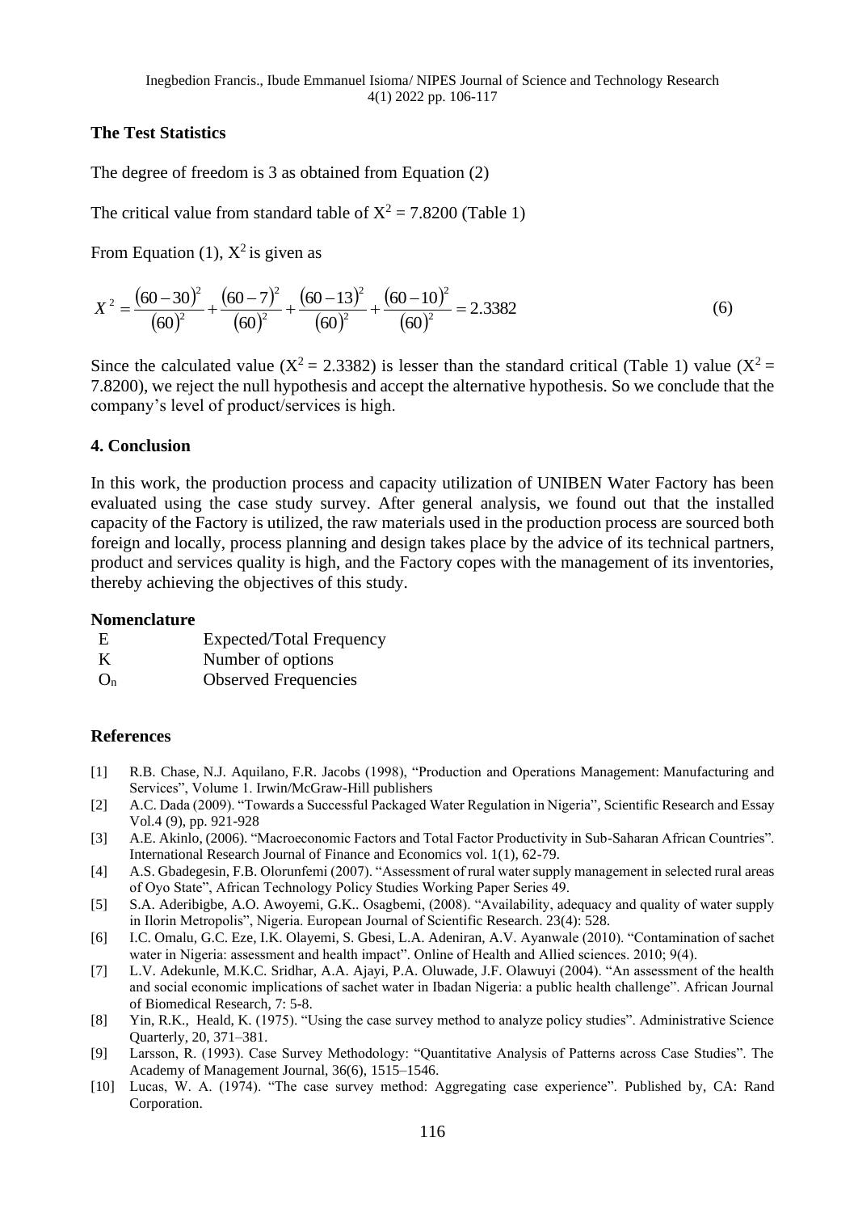### The Test Statistics

The degree of freedom is 3 as obtained from Equation (2)

The critical value from standard table of $X^2 = 7.8200$ (Table 1)

From Equation (1), $X^2$ is given as

$$X^2 = \frac{(60-30)^2}{(60)^2} + \frac{(60-7)^2}{(60)^2} + \frac{(60-13)^2}{(60)^2} + \frac{(60-10)^2}{(60)^2} = 2.3382 \tag{6}$$

Since the calculated value ($X^2 = 2.3382$) is lesser than the standard critical (Table 1) value ($X^2 = 7.8200$), we reject the null hypothesis and accept the alternative hypothesis. So we conclude that the company's level of product/services is high.

## 4. Conclusion

In this work, the production process and capacity utilization of UNIBEN Water Factory has been evaluated using the case study survey. After general analysis, we found out that the installed capacity of the Factory is utilized, the raw materials used in the production process are sourced both foreign and locally, process planning and design takes place by the advice of its technical partners, product and services quality is high, and the Factory copes with the management of its inventories, thereby achieving the objectives of this study.

### Nomenclature

| | |
|---|---|
| E | Expected/Total Frequency |
| K | Number of options |
| $O_n$ | Observed Frequencies |

### References

[1] R.B. Chase, N.J. Aquilano, F.R. Jacobs (1998), "Production and Operations Management: Manufacturing and Services", Volume 1. Irwin/McGraw-Hill publishers

[2] A.C. Dada (2009). "Towards a Successful Packaged Water Regulation in Nigeria", Scientific Research and Essay Vol.4 (9), pp. 921-928

[3] A.E. Akinlo, (2006). "Macroeconomic Factors and Total Factor Productivity in Sub-Saharan African Countries". International Research Journal of Finance and Economics vol. 1(1), 62-79.

[4] A.S. Gbadegesin, F.B. Olorunfemi (2007). "Assessment of rural water supply management in selected rural areas of Oyo State", African Technology Policy Studies Working Paper Series 49.

[5] S.A. Aderibigbe, A.O. Awoyemi, G.K.. Osagbemi, (2008). "Availability, adequacy and quality of water supply in Ilorin Metropolis", Nigeria. European Journal of Scientific Research. 23(4): 528.

[6] I.C. Omalu, G.C. Eze, I.K. Olayemi, S. Gbesi, L.A. Adeniran, A.V. Ayanwale (2010). "Contamination of sachet water in Nigeria: assessment and health impact". Online of Health and Allied sciences. 2010; 9(4).

[7] L.V. Adekunle, M.K.C. Sridhar, A.A. Ajayi, P.A. Oluwade, J.F. Olawuyi (2004). "An assessment of the health and social economic implications of sachet water in Ibadan Nigeria: a public health challenge". African Journal of Biomedical Research, 7: 5-8.

[8] Yin, R.K., Heald, K. (1975). "Using the case survey method to analyze policy studies". Administrative Science Quarterly, 20, 371–381.

[9] Larsson, R. (1993). Case Survey Methodology: "Quantitative Analysis of Patterns across Case Studies". The Academy of Management Journal, 36(6), 1515–1546.

[10] Lucas, W. A. (1974). "The case survey method: Aggregating case experience". Published by, CA: Rand Corporation.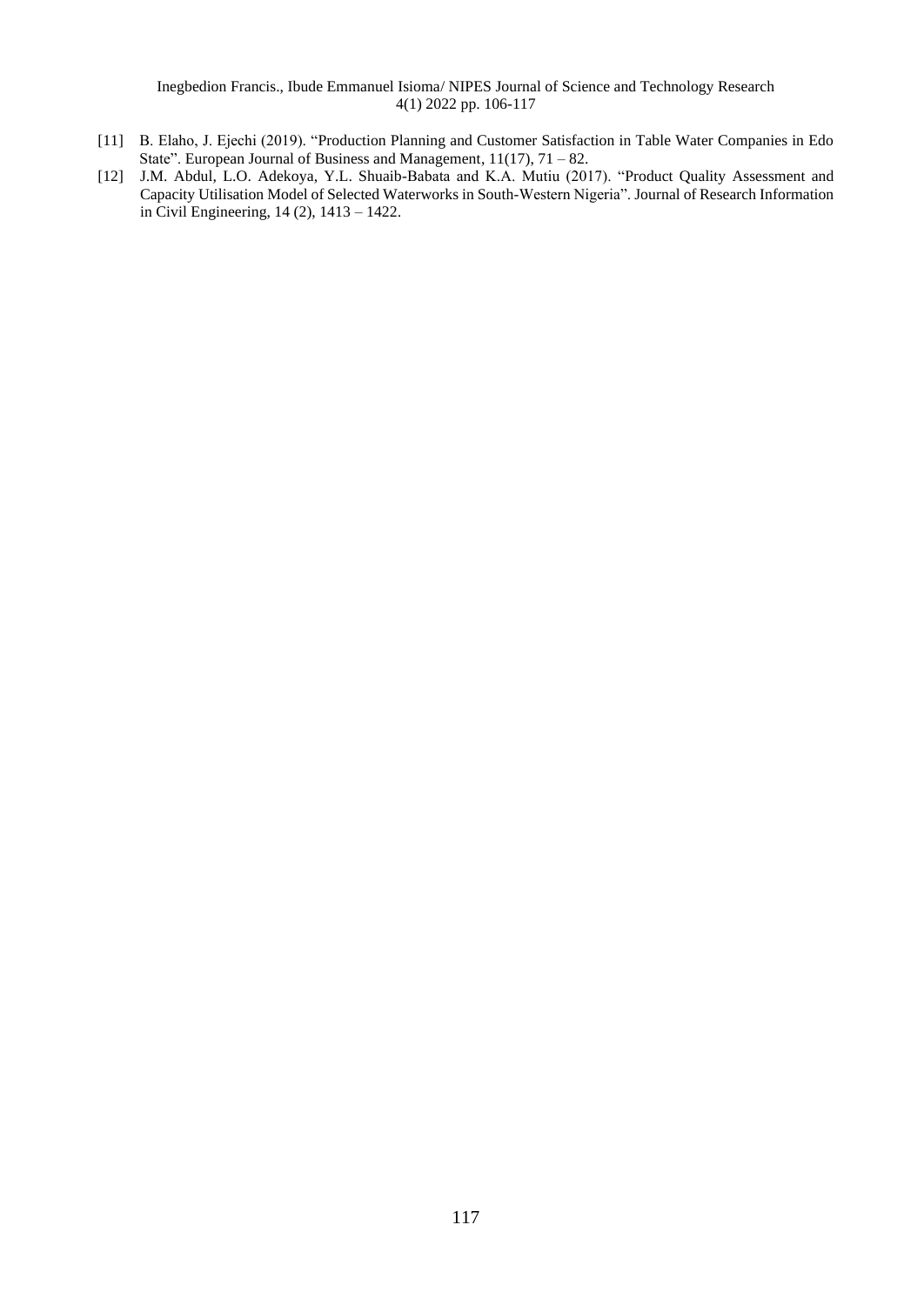[11] B. Elaho, J. Ejechi (2019). "Production Planning and Customer Satisfaction in Table Water Companies in Edo State". European Journal of Business and Management, 11(17), 71 – 82.

[12] J.M. Abdul, L.O. Adekoya, Y.L. Shuaib-Babata and K.A. Mutiu (2017). "Product Quality Assessment and Capacity Utilisation Model of Selected Waterworks in South-Western Nigeria". Journal of Research Information in Civil Engineering, 14 (2), 1413 – 1422.